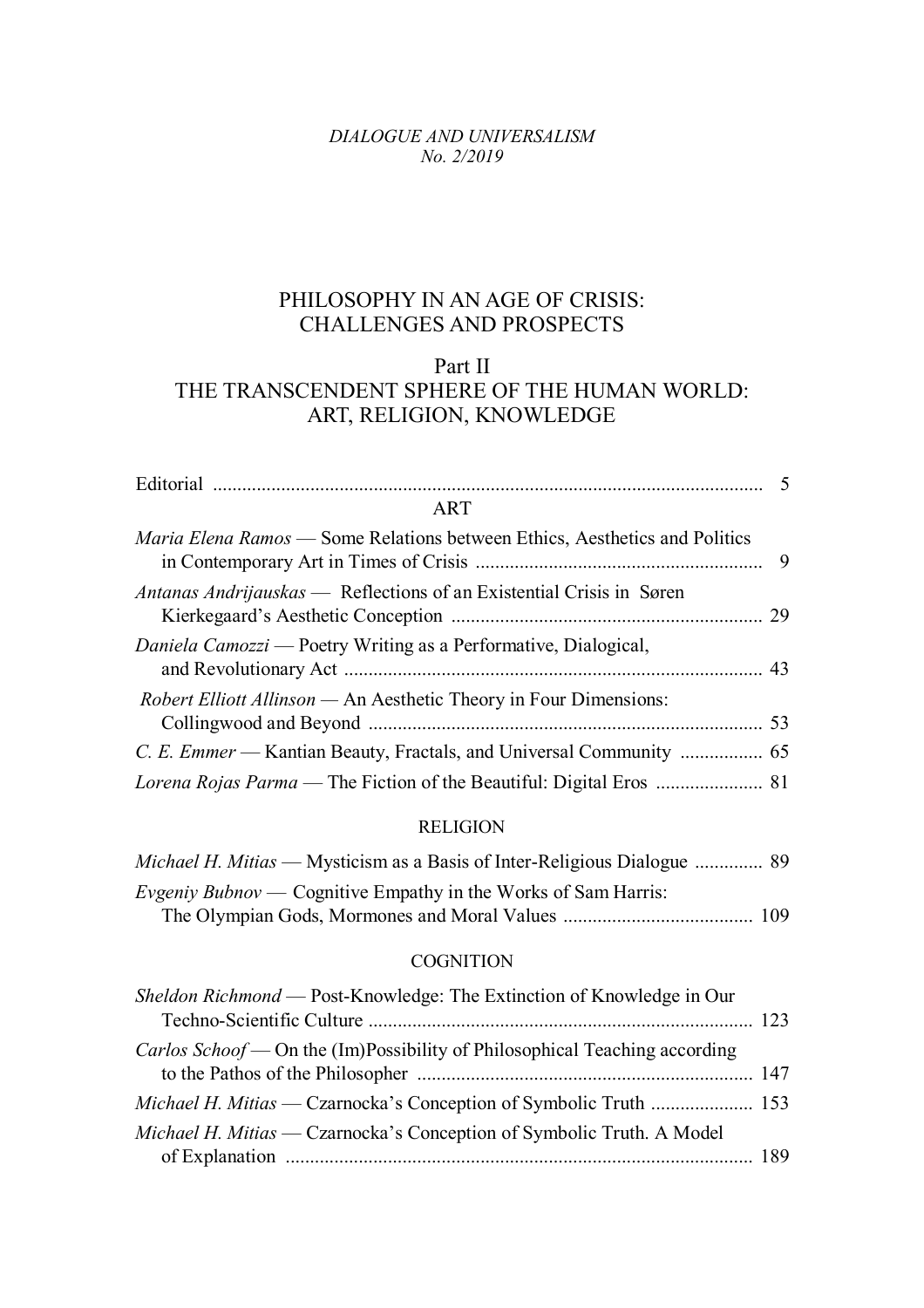*DIALOGUE AND UNIVERSALISM*
*No. 2/2019*

# PHILOSOPHY IN AN AGE OF CRISIS: CHALLENGES AND PROSPECTS

## Part II
## THE TRANSCENDENT SPHERE OF THE HUMAN WORLD: ART, RELIGION, KNOWLEDGE

Editorial ..... 5

### ART

*Maria Elena Ramos* — Some Relations between Ethics, Aesthetics and Politics in Contemporary Art in Times of Crisis ..... 9

*Antanas Andrijauskas* — Reflections of an Existential Crisis in Søren Kierkegaard's Aesthetic Conception ..... 29

*Daniela Camozzi* — Poetry Writing as a Performative, Dialogical, and Revolutionary Act ..... 43

*Robert Elliott Allinson* — An Aesthetic Theory in Four Dimensions: Collingwood and Beyond ..... 53

*C. E. Emmer* — Kantian Beauty, Fractals, and Universal Community ..... 65

*Lorena Rojas Parma* — The Fiction of the Beautiful: Digital Eros ..... 81

### RELIGION

*Michael H. Mitias* — Mysticism as a Basis of Inter-Religious Dialogue ..... 89

*Evgeniy Bubnov* — Cognitive Empathy in the Works of Sam Harris: The Olympian Gods, Mormones and Moral Values ..... 109

### COGNITION

*Sheldon Richmond* — Post-Knowledge: The Extinction of Knowledge in Our Techno-Scientific Culture ..... 123

*Carlos Schoof* — On the (Im)Possibility of Philosophical Teaching according to the Pathos of the Philosopher ..... 147

*Michael H. Mitias* — Czarnocka's Conception of Symbolic Truth ..... 153

*Michael H. Mitias* — Czarnocka's Conception of Symbolic Truth. A Model of Explanation ..... 189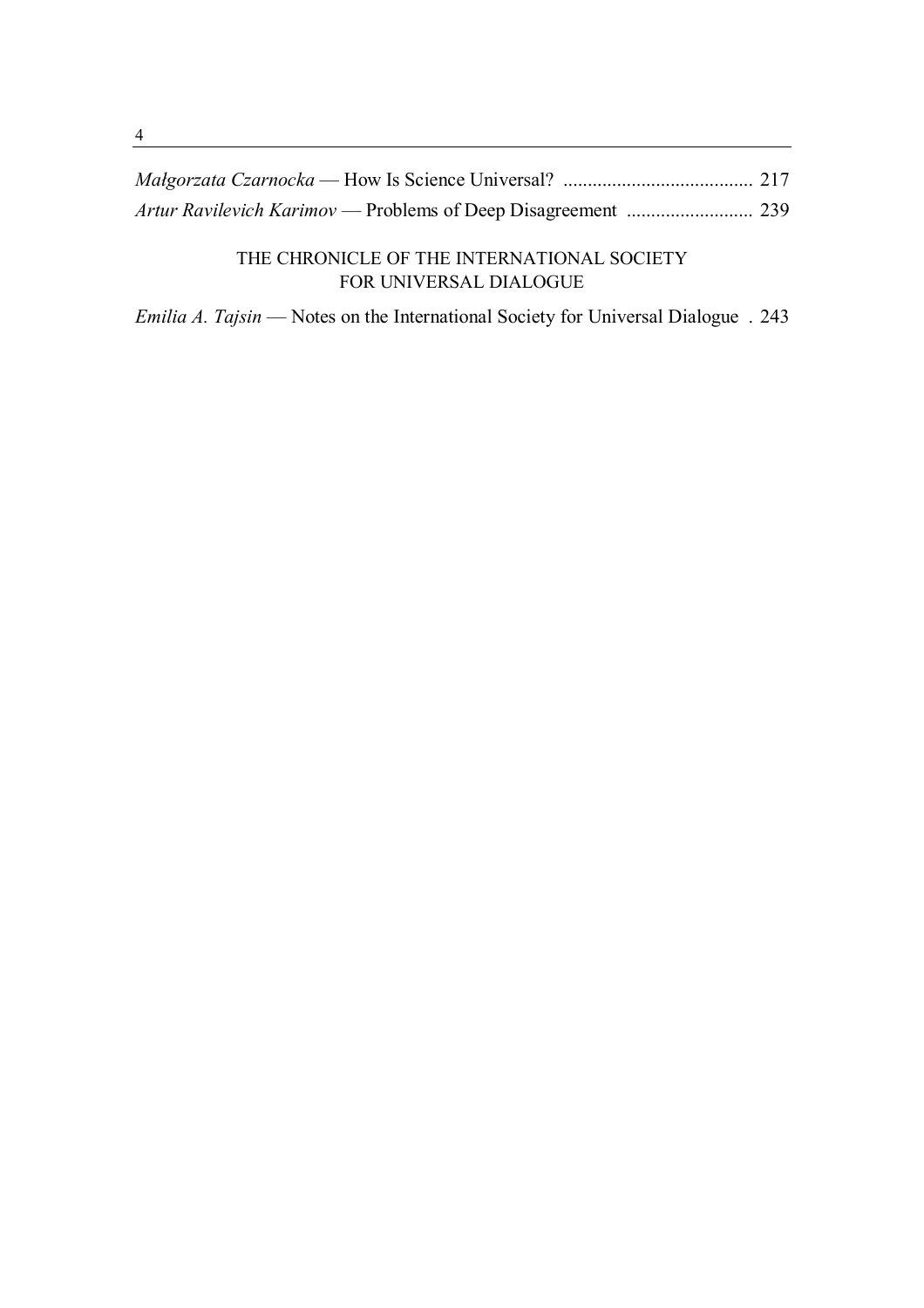*Małgorzata Czarnocka* — How Is Science Universal? ....................................... 217

*Artur Ravilevich Karimov* — Problems of Deep Disagreement .......................... 239

THE CHRONICLE OF THE INTERNATIONAL SOCIETY FOR UNIVERSAL DIALOGUE

*Emilia A. Tajsin* — Notes on the International Society for Universal Dialogue . 243